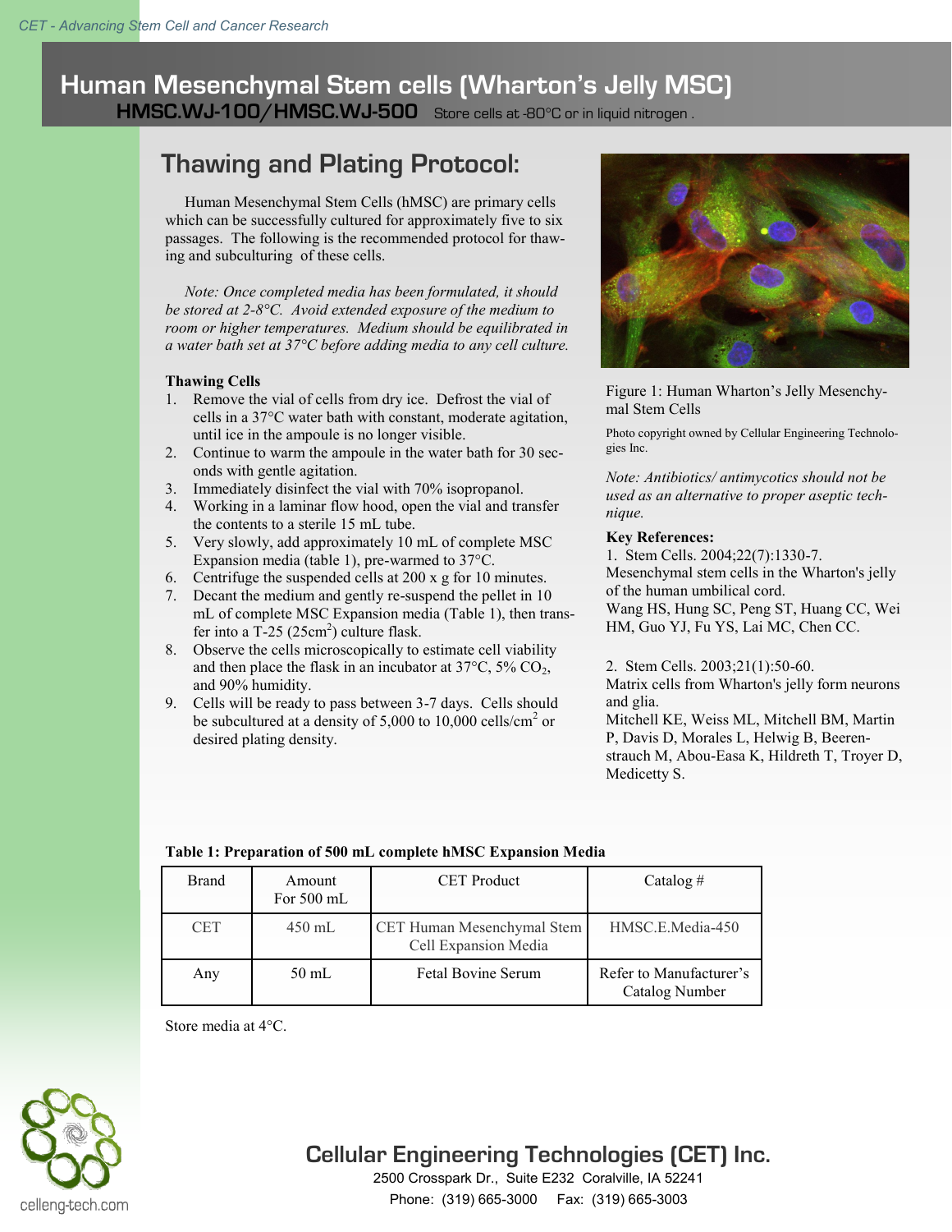CET - Advancing Stem Cell and Cancer Research

# Human Mesenchymal Stem cells (Wharton's Jelly MSC)

**HMSC.WJ-100/HMSC.WJ-500** Store cells at -80°C or in liquid nitrogen .

## Thawing and Plating Protocol:

Human Mesenchymal Stem Cells (hMSC) are primary cells which can be successfully cultured for approximately five to six passages. The following is the recommended protocol for thawing and subculturing of these cells.

*Note: Once completed media has been formulated, it should be stored at 2-8°C. Avoid extended exposure of the medium to room or higher temperatures. Medium should be equilibrated in a water bath set at 37°C before adding media to any cell culture.*

### Thawing Cells

1. Remove the vial of cells from dry ice. Defrost the vial of cells in a 37°C water bath with constant, moderate agitation, until ice in the ampoule is no longer visible.
2. Continue to warm the ampoule in the water bath for 30 seconds with gentle agitation.
3. Immediately disinfect the vial with 70% isopropanol.
4. Working in a laminar flow hood, open the vial and transfer the contents to a sterile 15 mL tube.
5. Very slowly, add approximately 10 mL of complete MSC Expansion media (table 1), pre-warmed to 37°C.
6. Centrifuge the suspended cells at 200 x g for 10 minutes.
7. Decant the medium and gently re-suspend the pellet in 10 mL of complete MSC Expansion media (Table 1), then transfer into a T-25 ($25cm^2$) culture flask.
8. Observe the cells microscopically to estimate cell viability and then place the flask in an incubator at 37°C, 5% $CO_2$, and 90% humidity.
9. Cells will be ready to pass between 3-7 days. Cells should be subcultured at a density of 5,000 to 10,000 cells/$cm^2$ or desired plating density.

Figure 1: Human Wharton's Jelly Mesenchymal Stem Cells

Photo copyright owned by Cellular Engineering Technologies Inc.

*Note: Antibiotics/ antimycotics should not be used as an alternative to proper aseptic technique.*

### Key References:

1. Stem Cells. 2004;22(7):1330-7.
Mesenchymal stem cells in the Wharton's jelly of the human umbilical cord.
Wang HS, Hung SC, Peng ST, Huang CC, Wei HM, Guo YJ, Fu YS, Lai MC, Chen CC.

2. Stem Cells. 2003;21(1):50-60.
Matrix cells from Wharton's jelly form neurons and glia.
Mitchell KE, Weiss ML, Mitchell BM, Martin P, Davis D, Morales L, Helwig B, Beerenstrauch M, Abou-Easa K, Hildreth T, Troyer D, Medicetty S.

**Table 1: Preparation of 500 mL complete hMSC Expansion Media**

| Brand | Amount For 500 mL | CET Product | Catalog # |
|---|---|---|---|
| CET | 450 mL | CET Human Mesenchymal Stem Cell Expansion Media | HMSC.E.Media-450 |
| Any | 50 mL | Fetal Bovine Serum | Refer to Manufacturer's Catalog Number |

Store media at 4°C.

celleng-tech.com

**Cellular Engineering Technologies (CET) Inc.**
2500 Crosspark Dr., Suite E232 Coralville, IA 52241
Phone: (319) 665-3000 Fax: (319) 665-3003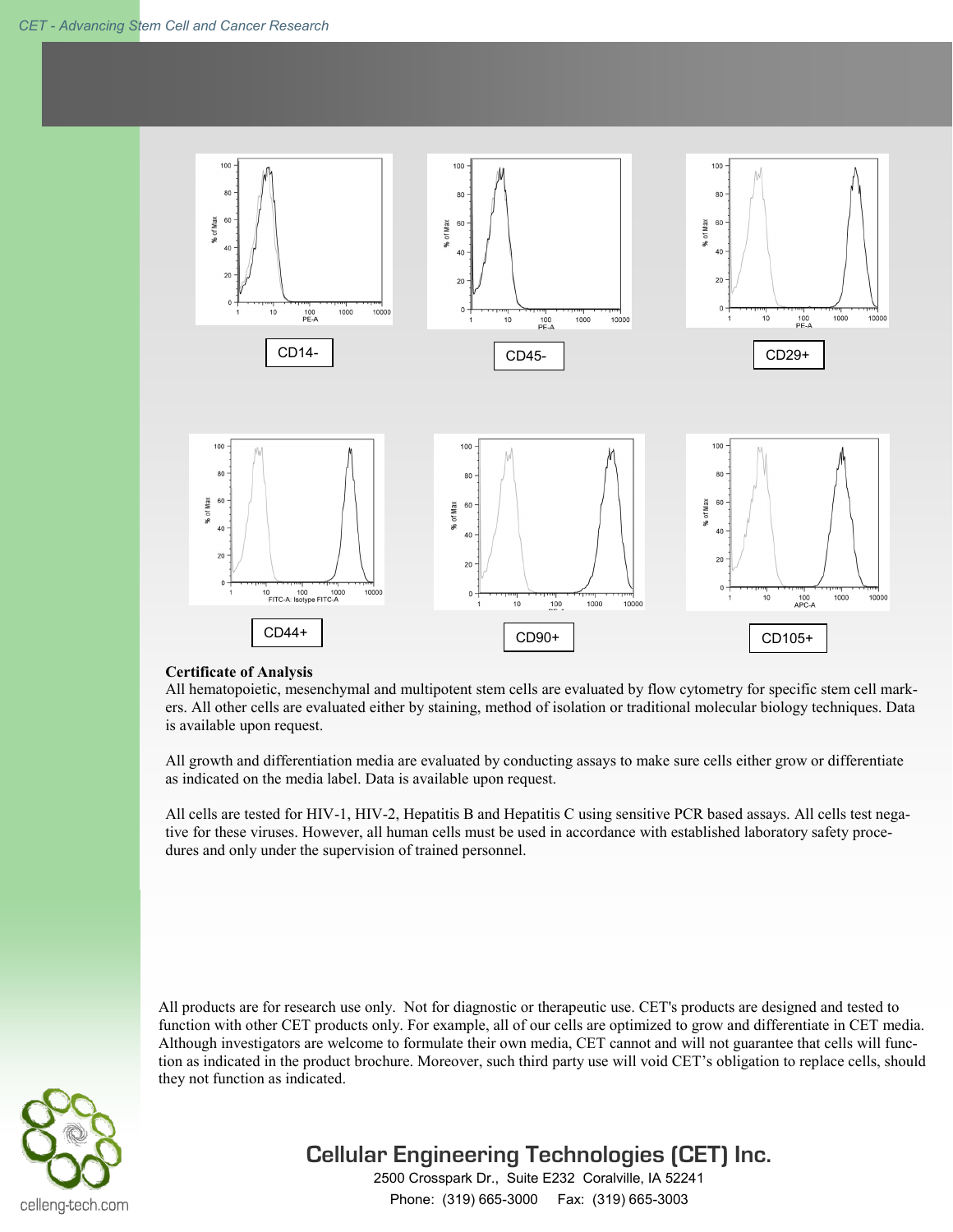100
80
60
40
20
0
% of Max
1 10 100 1000 10000
PE-A

CD14-

100
80
60
40
20
0
% of Max
1 10 100 1000 10000
PE-A

CD45-

100
80
60
40
20
0
% of Max
1 10 100 1000 10000
PE-A

CD29+

100
80
60
40
20
0
% of Max
1 10 100 1000 10000
FITC-A: Isotype FITC-A

CD44+

100
80
60
40
20
0
% of Max
1 10 100 1000 10000

CD90+

100
80
60
40
20
0
% of Max
1 10 100 1000 10000
APC-A

CD105+

**Certificate of Analysis**

All hematopoietic, mesenchymal and multipotent stem cells are evaluated by flow cytometry for specific stem cell markers. All other cells are evaluated either by staining, method of isolation or traditional molecular biology techniques. Data is available upon request.

All growth and differentiation media are evaluated by conducting assays to make sure cells either grow or differentiate as indicated on the media label. Data is available upon request.

All cells are tested for HIV-1, HIV-2, Hepatitis B and Hepatitis C using sensitive PCR based assays. All cells test negative for these viruses. However, all human cells must be used in accordance with established laboratory safety procedures and only under the supervision of trained personnel.

All products are for research use only. Not for diagnostic or therapeutic use. CET's products are designed and tested to function with other CET products only. For example, all of our cells are optimized to grow and differentiate in CET media. Although investigators are welcome to formulate their own media, CET cannot and will not guarantee that cells will function as indicated in the product brochure. Moreover, such third party use will void CET's obligation to replace cells, should they not function as indicated.

celleng-tech.com

**Cellular Engineering Technologies (CET) Inc.**

2500 Crosspark Dr., Suite E232 Coralville, IA 52241

Phone: (319) 665-3000 Fax: (319) 665-3003